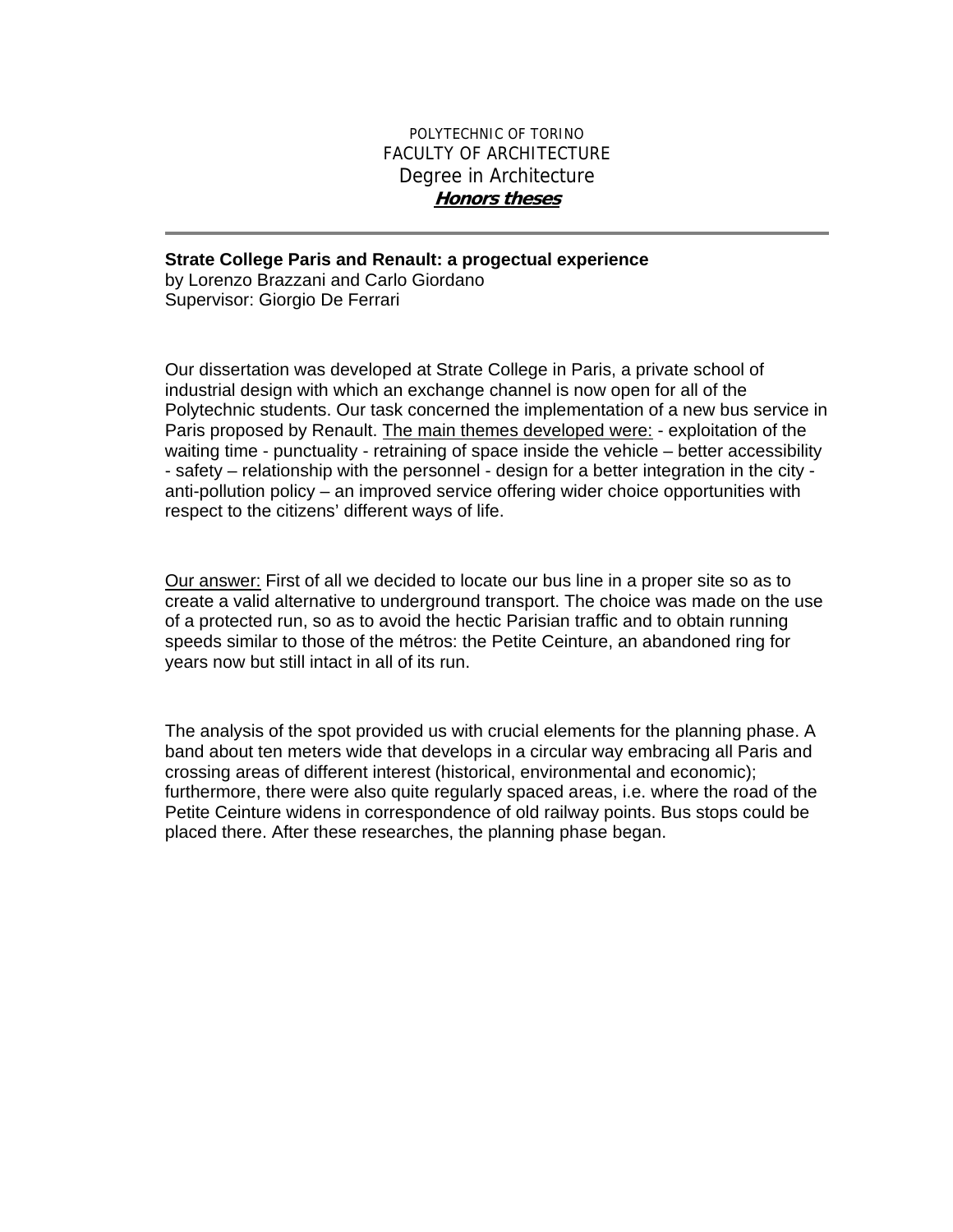POLYTECHNIC OF TORINO
FACULTY OF ARCHITECTURE
Degree in Architecture
***Honors theses***

---

**Strate College Paris and Renault: a progectual experience**
by Lorenzo Brazzani and Carlo Giordano
Supervisor: Giorgio De Ferrari

Our dissertation was developed at Strate College in Paris, a private school of industrial design with which an exchange channel is now open for all of the Polytechnic students. Our task concerned the implementation of a new bus service in Paris proposed by Renault. <u>The main themes developed were:</u> - exploitation of the waiting time - punctuality - retraining of space inside the vehicle – better accessibility - safety – relationship with the personnel - design for a better integration in the city - anti-pollution policy – an improved service offering wider choice opportunities with respect to the citizens' different ways of life.

<u>Our answer:</u> First of all we decided to locate our bus line in a proper site so as to create a valid alternative to underground transport. The choice was made on the use of a protected run, so as to avoid the hectic Parisian traffic and to obtain running speeds similar to those of the métros: the Petite Ceinture, an abandoned ring for years now but still intact in all of its run.

The analysis of the spot provided us with crucial elements for the planning phase. A band about ten meters wide that develops in a circular way embracing all Paris and crossing areas of different interest (historical, environmental and economic); furthermore, there were also quite regularly spaced areas, i.e. where the road of the Petite Ceinture widens in correspondence of old railway points. Bus stops could be placed there. After these researches, the planning phase began.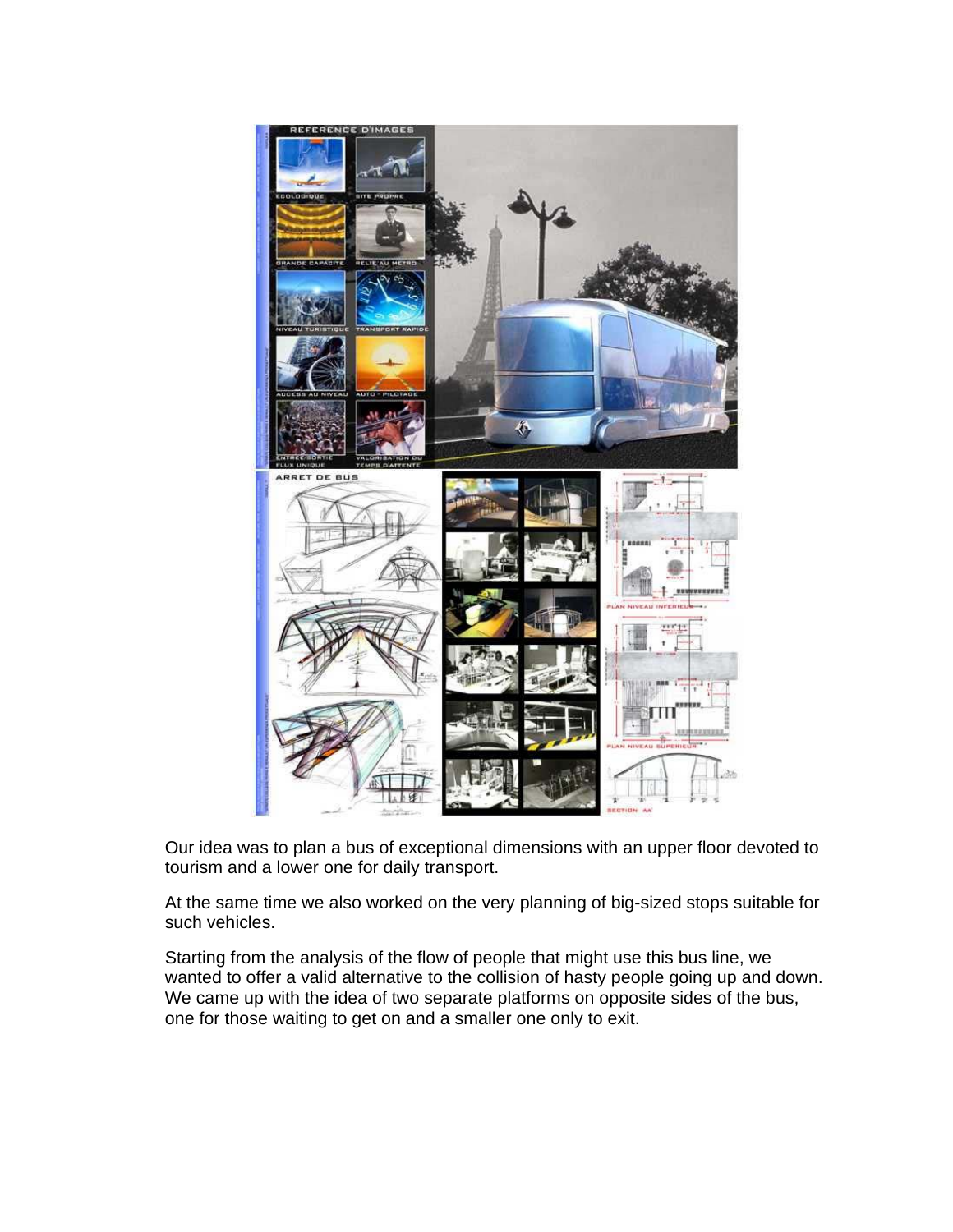Our idea was to plan a bus of exceptional dimensions with an upper floor devoted to tourism and a lower one for daily transport.

At the same time we also worked on the very planning of big-sized stops suitable for such vehicles.

Starting from the analysis of the flow of people that might use this bus line, we wanted to offer a valid alternative to the collision of hasty people going up and down. We came up with the idea of two separate platforms on opposite sides of the bus, one for those waiting to get on and a smaller one only to exit.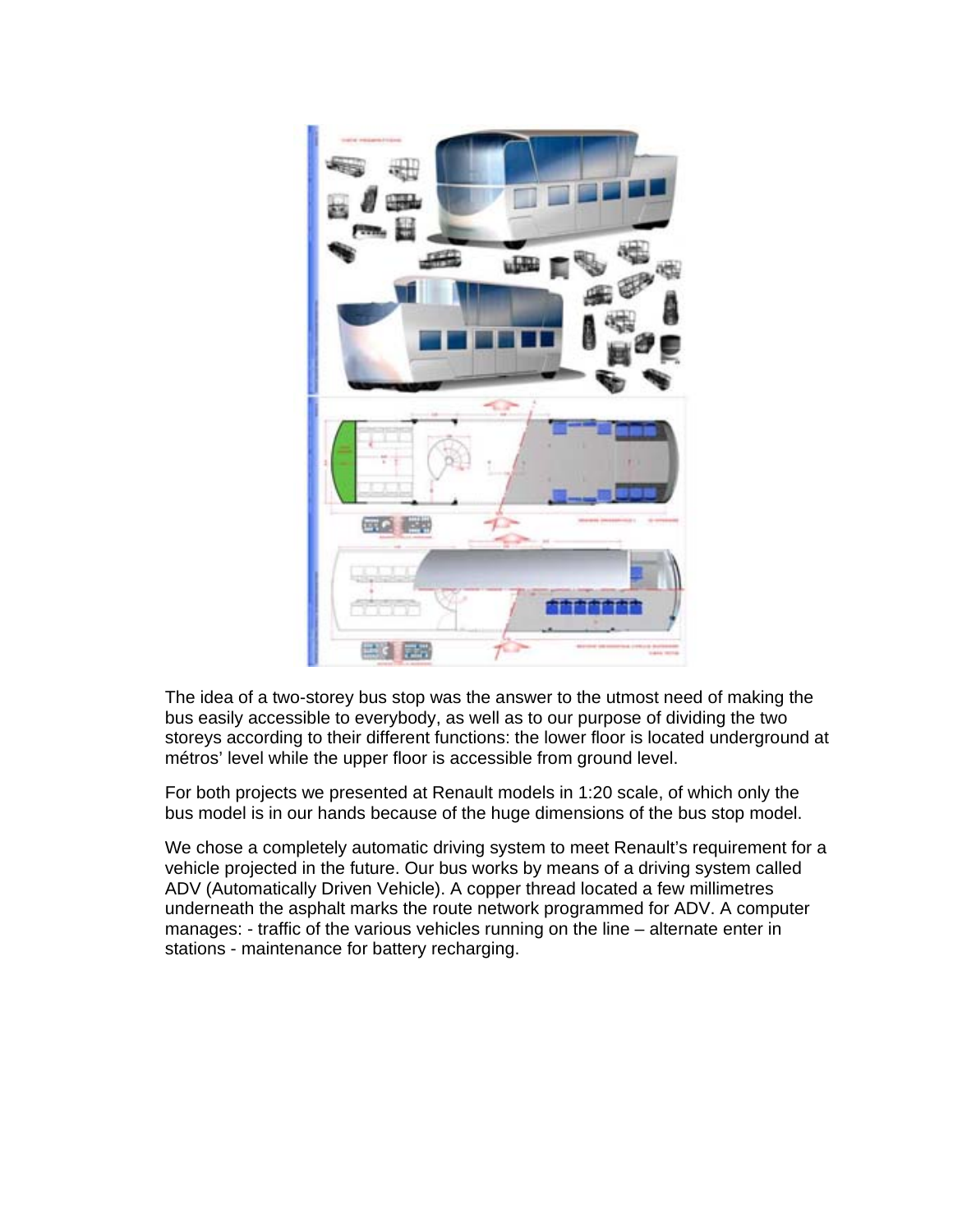The idea of a two-storey bus stop was the answer to the utmost need of making the bus easily accessible to everybody, as well as to our purpose of dividing the two storeys according to their different functions: the lower floor is located underground at métros' level while the upper floor is accessible from ground level.

For both projects we presented at Renault models in 1:20 scale, of which only the bus model is in our hands because of the huge dimensions of the bus stop model.

We chose a completely automatic driving system to meet Renault's requirement for a vehicle projected in the future. Our bus works by means of a driving system called ADV (Automatically Driven Vehicle). A copper thread located a few millimetres underneath the asphalt marks the route network programmed for ADV. A computer manages: - traffic of the various vehicles running on the line – alternate enter in stations - maintenance for battery recharging.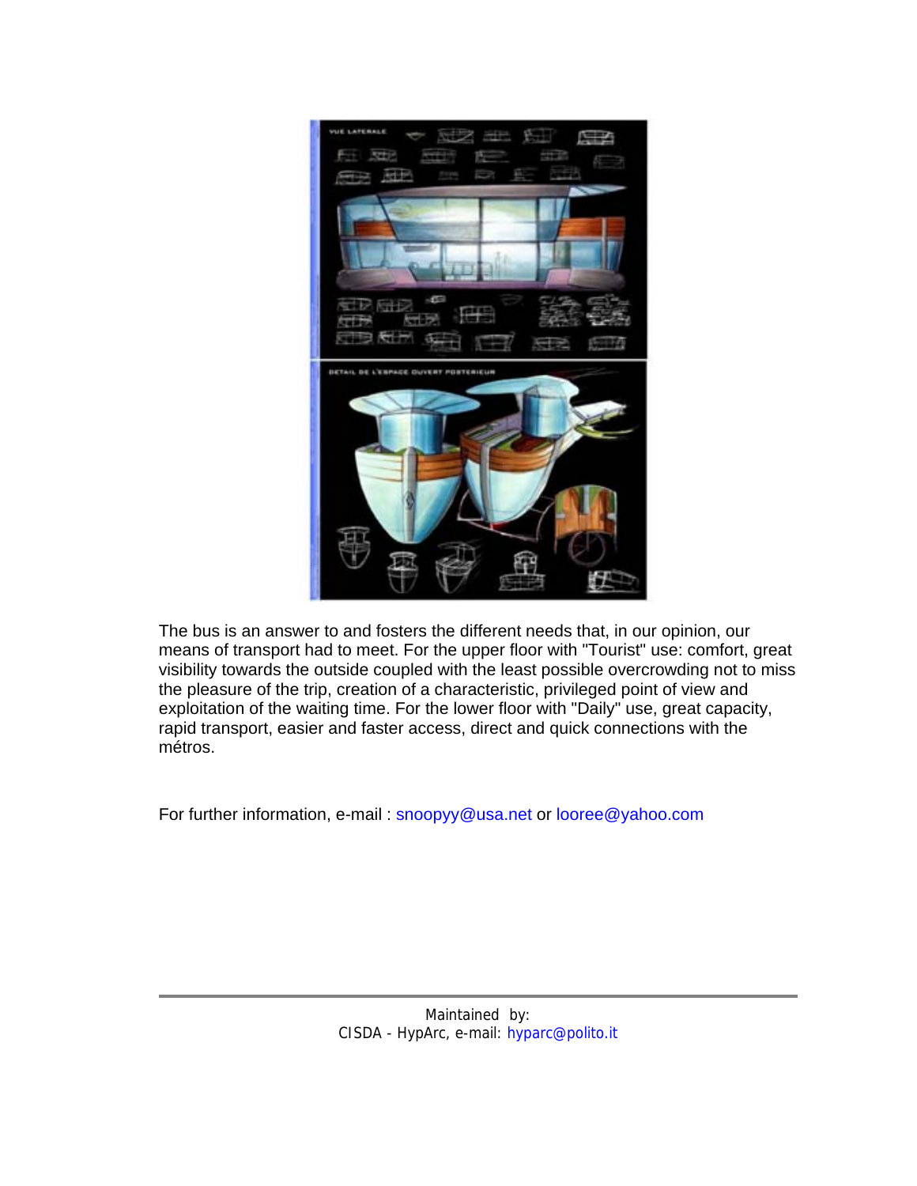The bus is an answer to and fosters the different needs that, in our opinion, our means of transport had to meet. For the upper floor with "Tourist" use: comfort, great visibility towards the outside coupled with the least possible overcrowding not to miss the pleasure of the trip, creation of a characteristic, privileged point of view and exploitation of the waiting time. For the lower floor with "Daily" use, great capacity, rapid transport, easier and faster access, direct and quick connections with the métros.

For further information, e-mail : snoopyy@usa.net or looree@yahoo.com

---

Maintained by:
CISDA - HypArc, e-mail: hyparc@polito.it